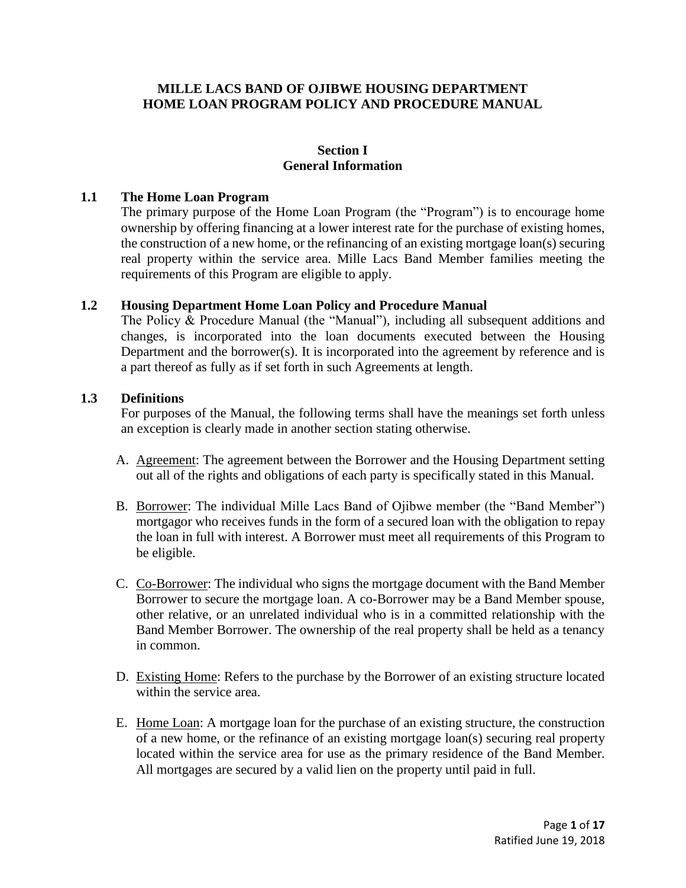# MILLE LACS BAND OF OJIBWE HOUSING DEPARTMENT
# HOME LOAN PROGRAM POLICY AND PROCEDURE MANUAL

## Section I
## General Information

### 1.1 The Home Loan Program

The primary purpose of the Home Loan Program (the "Program") is to encourage home ownership by offering financing at a lower interest rate for the purchase of existing homes, the construction of a new home, or the refinancing of an existing mortgage loan(s) securing real property within the service area. Mille Lacs Band Member families meeting the requirements of this Program are eligible to apply.

### 1.2 Housing Department Home Loan Policy and Procedure Manual

The Policy & Procedure Manual (the "Manual"), including all subsequent additions and changes, is incorporated into the loan documents executed between the Housing Department and the borrower(s). It is incorporated into the agreement by reference and is a part thereof as fully as if set forth in such Agreements at length.

### 1.3 Definitions

For purposes of the Manual, the following terms shall have the meanings set forth unless an exception is clearly made in another section stating otherwise.

A. Agreement: The agreement between the Borrower and the Housing Department setting out all of the rights and obligations of each party is specifically stated in this Manual.

B. Borrower: The individual Mille Lacs Band of Ojibwe member (the "Band Member") mortgagor who receives funds in the form of a secured loan with the obligation to repay the loan in full with interest. A Borrower must meet all requirements of this Program to be eligible.

C. Co-Borrower: The individual who signs the mortgage document with the Band Member Borrower to secure the mortgage loan. A co-Borrower may be a Band Member spouse, other relative, or an unrelated individual who is in a committed relationship with the Band Member Borrower. The ownership of the real property shall be held as a tenancy in common.

D. Existing Home: Refers to the purchase by the Borrower of an existing structure located within the service area.

E. Home Loan: A mortgage loan for the purchase of an existing structure, the construction of a new home, or the refinance of an existing mortgage loan(s) securing real property located within the service area for use as the primary residence of the Band Member. All mortgages are secured by a valid lien on the property until paid in full.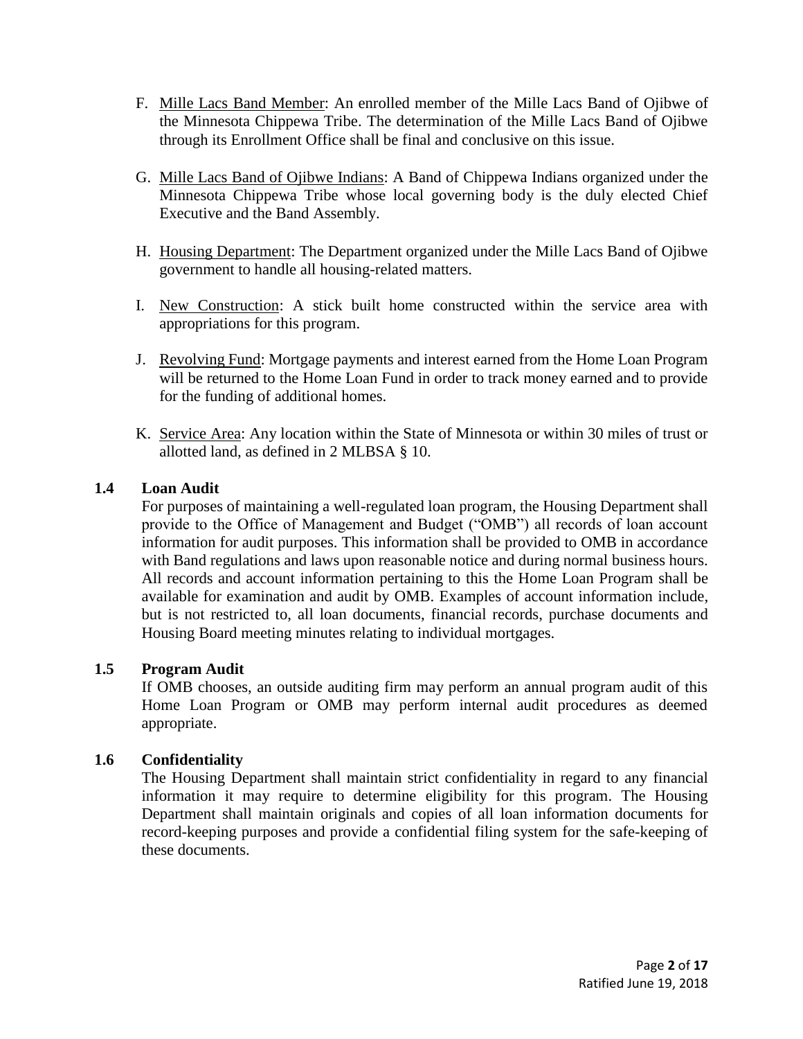F. <u>Mille Lacs Band Member</u>: An enrolled member of the Mille Lacs Band of Ojibwe of the Minnesota Chippewa Tribe. The determination of the Mille Lacs Band of Ojibwe through its Enrollment Office shall be final and conclusive on this issue.

G. <u>Mille Lacs Band of Ojibwe Indians</u>: A Band of Chippewa Indians organized under the Minnesota Chippewa Tribe whose local governing body is the duly elected Chief Executive and the Band Assembly.

H. <u>Housing Department</u>: The Department organized under the Mille Lacs Band of Ojibwe government to handle all housing-related matters.

I. <u>New Construction</u>: A stick built home constructed within the service area with appropriations for this program.

J. <u>Revolving Fund</u>: Mortgage payments and interest earned from the Home Loan Program will be returned to the Home Loan Fund in order to track money earned and to provide for the funding of additional homes.

K. <u>Service Area</u>: Any location within the State of Minnesota or within 30 miles of trust or allotted land, as defined in 2 MLBSA § 10.

### 1.4 Loan Audit

For purposes of maintaining a well-regulated loan program, the Housing Department shall provide to the Office of Management and Budget ("OMB") all records of loan account information for audit purposes. This information shall be provided to OMB in accordance with Band regulations and laws upon reasonable notice and during normal business hours. All records and account information pertaining to this the Home Loan Program shall be available for examination and audit by OMB. Examples of account information include, but is not restricted to, all loan documents, financial records, purchase documents and Housing Board meeting minutes relating to individual mortgages.

### 1.5 Program Audit

If OMB chooses, an outside auditing firm may perform an annual program audit of this Home Loan Program or OMB may perform internal audit procedures as deemed appropriate.

### 1.6 Confidentiality

The Housing Department shall maintain strict confidentiality in regard to any financial information it may require to determine eligibility for this program. The Housing Department shall maintain originals and copies of all loan information documents for record-keeping purposes and provide a confidential filing system for the safe-keeping of these documents.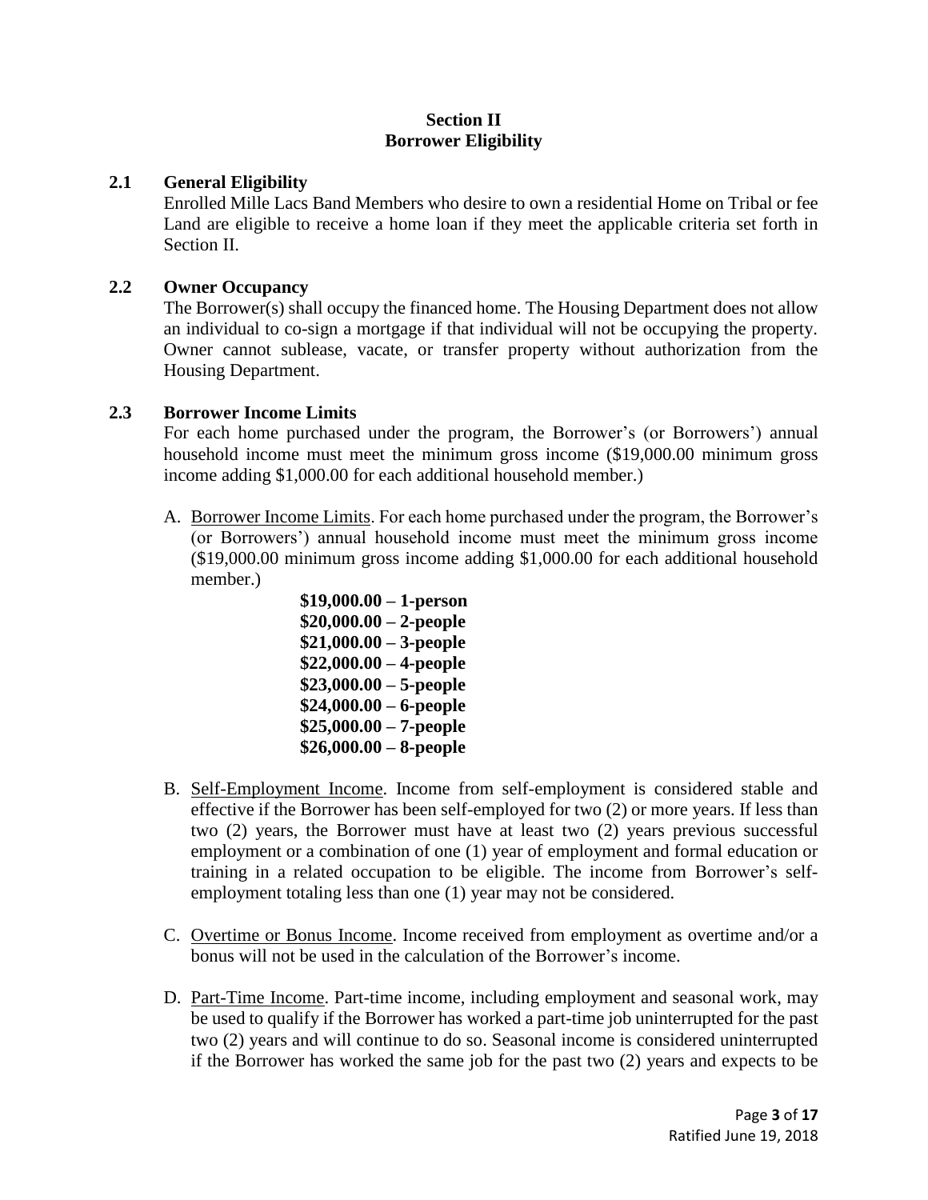## Section II
## Borrower Eligibility

### 2.1 General Eligibility

Enrolled Mille Lacs Band Members who desire to own a residential Home on Tribal or fee Land are eligible to receive a home loan if they meet the applicable criteria set forth in Section II.

### 2.2 Owner Occupancy

The Borrower(s) shall occupy the financed home. The Housing Department does not allow an individual to co-sign a mortgage if that individual will not be occupying the property. Owner cannot sublease, vacate, or transfer property without authorization from the Housing Department.

### 2.3 Borrower Income Limits

For each home purchased under the program, the Borrower's (or Borrowers') annual household income must meet the minimum gross income ($19,000.00 minimum gross income adding $1,000.00 for each additional household member.)

A. <u>Borrower Income Limits</u>. For each home purchased under the program, the Borrower's (or Borrowers') annual household income must meet the minimum gross income ($19,000.00 minimum gross income adding $1,000.00 for each additional household member.)

**$19,000.00 – 1-person**
**$20,000.00 – 2-people**
**$21,000.00 – 3-people**
**$22,000.00 – 4-people**
**$23,000.00 – 5-people**
**$24,000.00 – 6-people**
**$25,000.00 – 7-people**
**$26,000.00 – 8-people**

B. <u>Self-Employment Income</u>. Income from self-employment is considered stable and effective if the Borrower has been self-employed for two (2) or more years. If less than two (2) years, the Borrower must have at least two (2) years previous successful employment or a combination of one (1) year of employment and formal education or training in a related occupation to be eligible. The income from Borrower's self-employment totaling less than one (1) year may not be considered.

C. <u>Overtime or Bonus Income</u>. Income received from employment as overtime and/or a bonus will not be used in the calculation of the Borrower's income.

D. <u>Part-Time Income</u>. Part-time income, including employment and seasonal work, may be used to qualify if the Borrower has worked a part-time job uninterrupted for the past two (2) years and will continue to do so. Seasonal income is considered uninterrupted if the Borrower has worked the same job for the past two (2) years and expects to be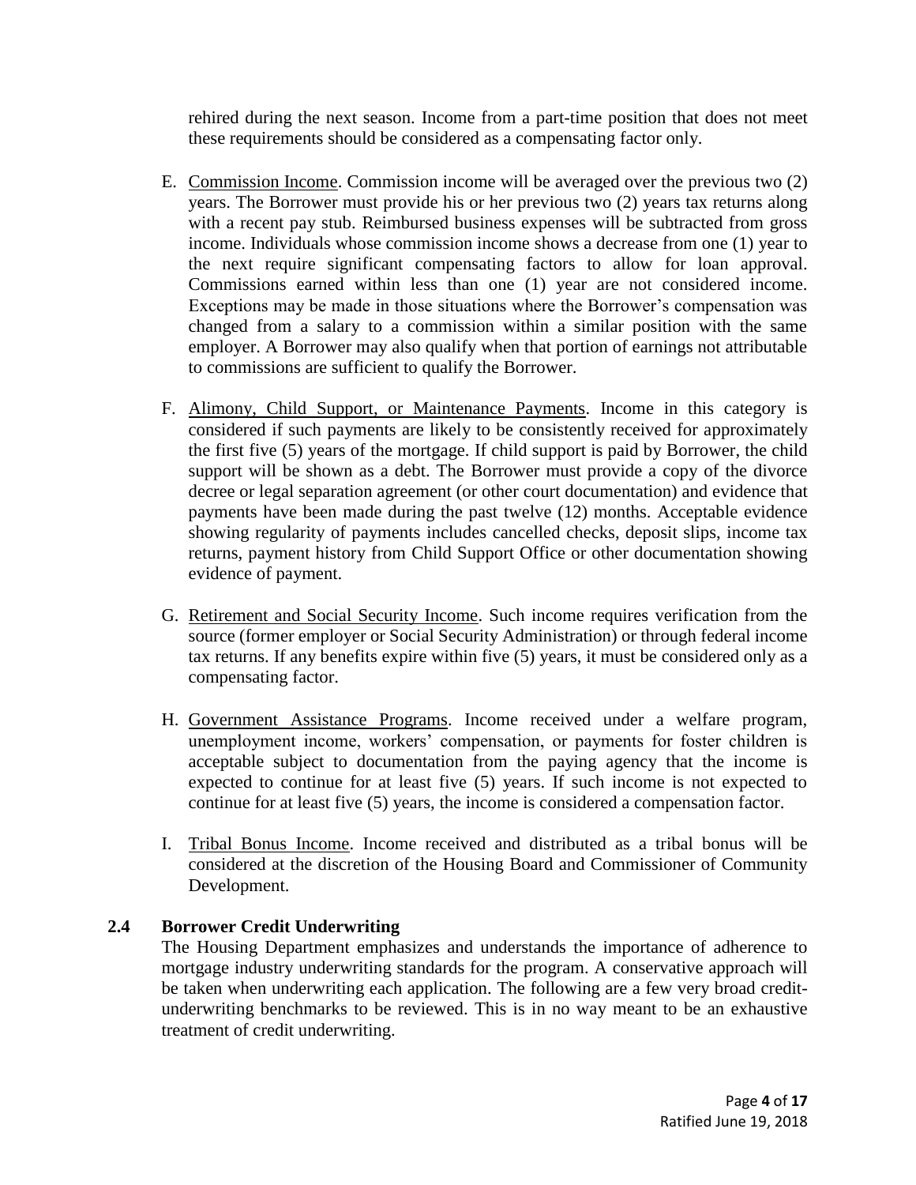rehired during the next season. Income from a part-time position that does not meet these requirements should be considered as a compensating factor only.

E. Commission Income. Commission income will be averaged over the previous two (2) years. The Borrower must provide his or her previous two (2) years tax returns along with a recent pay stub. Reimbursed business expenses will be subtracted from gross income. Individuals whose commission income shows a decrease from one (1) year to the next require significant compensating factors to allow for loan approval. Commissions earned within less than one (1) year are not considered income. Exceptions may be made in those situations where the Borrower's compensation was changed from a salary to a commission within a similar position with the same employer. A Borrower may also qualify when that portion of earnings not attributable to commissions are sufficient to qualify the Borrower.

F. Alimony, Child Support, or Maintenance Payments. Income in this category is considered if such payments are likely to be consistently received for approximately the first five (5) years of the mortgage. If child support is paid by Borrower, the child support will be shown as a debt. The Borrower must provide a copy of the divorce decree or legal separation agreement (or other court documentation) and evidence that payments have been made during the past twelve (12) months. Acceptable evidence showing regularity of payments includes cancelled checks, deposit slips, income tax returns, payment history from Child Support Office or other documentation showing evidence of payment.

G. Retirement and Social Security Income. Such income requires verification from the source (former employer or Social Security Administration) or through federal income tax returns. If any benefits expire within five (5) years, it must be considered only as a compensating factor.

H. Government Assistance Programs. Income received under a welfare program, unemployment income, workers' compensation, or payments for foster children is acceptable subject to documentation from the paying agency that the income is expected to continue for at least five (5) years. If such income is not expected to continue for at least five (5) years, the income is considered a compensation factor.

I. Tribal Bonus Income. Income received and distributed as a tribal bonus will be considered at the discretion of the Housing Board and Commissioner of Community Development.

### 2.4 Borrower Credit Underwriting

The Housing Department emphasizes and understands the importance of adherence to mortgage industry underwriting standards for the program. A conservative approach will be taken when underwriting each application. The following are a few very broad credit-underwriting benchmarks to be reviewed. This is in no way meant to be an exhaustive treatment of credit underwriting.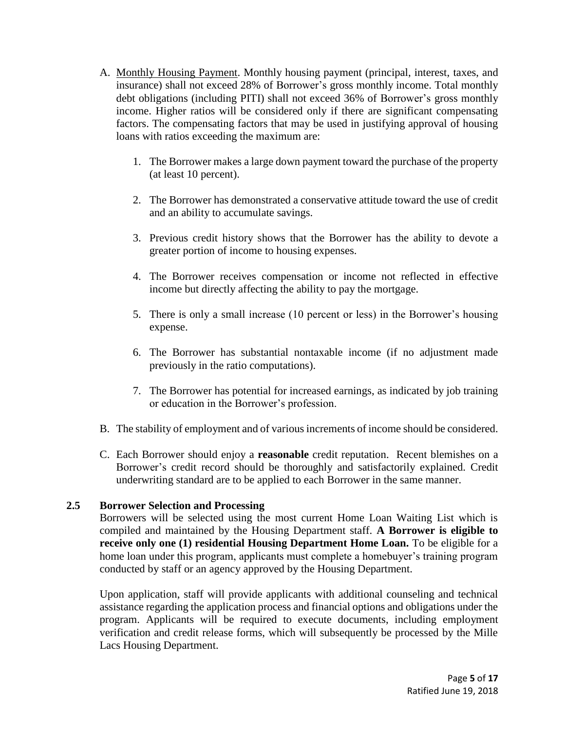A. Monthly Housing Payment. Monthly housing payment (principal, interest, taxes, and insurance) shall not exceed 28% of Borrower's gross monthly income. Total monthly debt obligations (including PITI) shall not exceed 36% of Borrower's gross monthly income. Higher ratios will be considered only if there are significant compensating factors. The compensating factors that may be used in justifying approval of housing loans with ratios exceeding the maximum are:

   1. The Borrower makes a large down payment toward the purchase of the property (at least 10 percent).

   2. The Borrower has demonstrated a conservative attitude toward the use of credit and an ability to accumulate savings.

   3. Previous credit history shows that the Borrower has the ability to devote a greater portion of income to housing expenses.

   4. The Borrower receives compensation or income not reflected in effective income but directly affecting the ability to pay the mortgage.

   5. There is only a small increase (10 percent or less) in the Borrower's housing expense.

   6. The Borrower has substantial nontaxable income (if no adjustment made previously in the ratio computations).

   7. The Borrower has potential for increased earnings, as indicated by job training or education in the Borrower's profession.

B. The stability of employment and of various increments of income should be considered.

C. Each Borrower should enjoy a **reasonable** credit reputation. Recent blemishes on a Borrower's credit record should be thoroughly and satisfactorily explained. Credit underwriting standard are to be applied to each Borrower in the same manner.

### 2.5 Borrower Selection and Processing

Borrowers will be selected using the most current Home Loan Waiting List which is compiled and maintained by the Housing Department staff. **A Borrower is eligible to receive only one (1) residential Housing Department Home Loan.** To be eligible for a home loan under this program, applicants must complete a homebuyer's training program conducted by staff or an agency approved by the Housing Department.

Upon application, staff will provide applicants with additional counseling and technical assistance regarding the application process and financial options and obligations under the program. Applicants will be required to execute documents, including employment verification and credit release forms, which will subsequently be processed by the Mille Lacs Housing Department.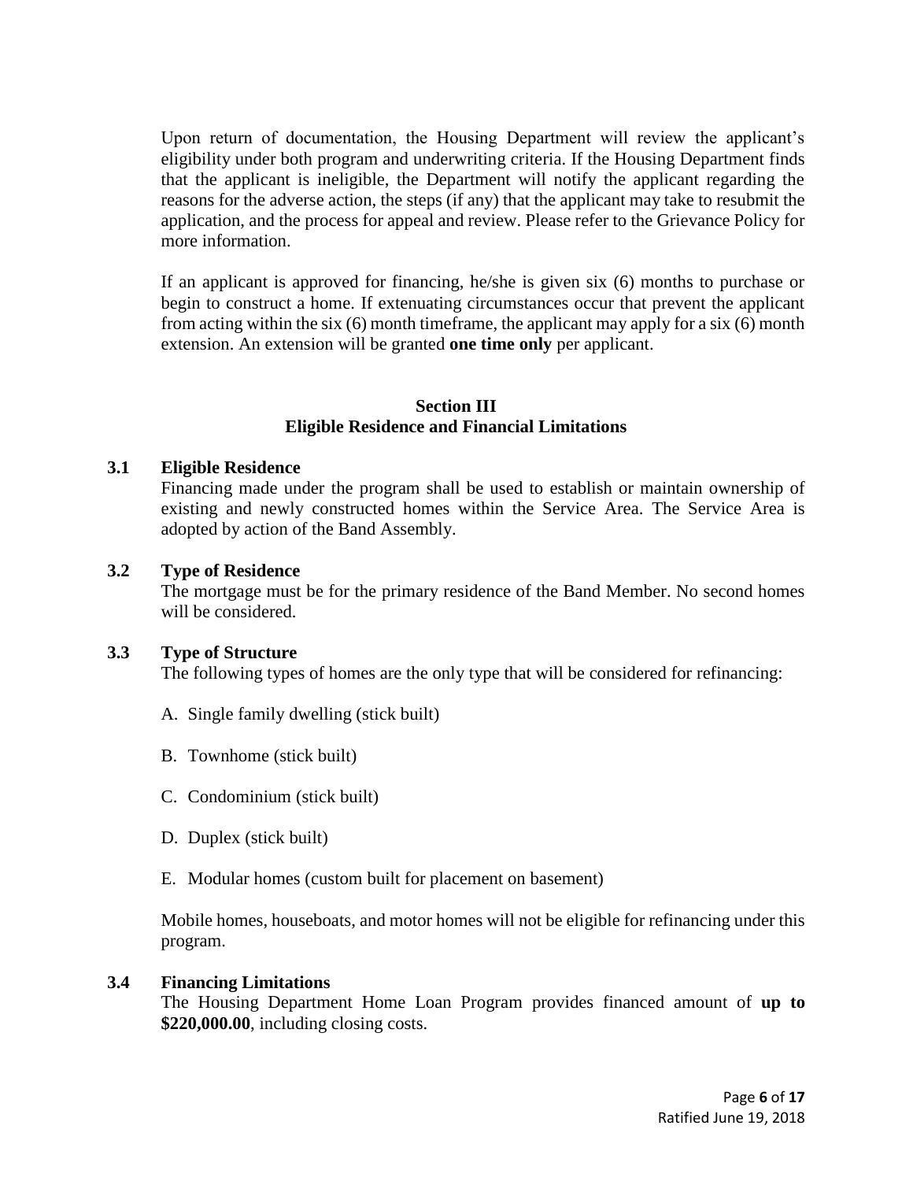Upon return of documentation, the Housing Department will review the applicant's eligibility under both program and underwriting criteria. If the Housing Department finds that the applicant is ineligible, the Department will notify the applicant regarding the reasons for the adverse action, the steps (if any) that the applicant may take to resubmit the application, and the process for appeal and review. Please refer to the Grievance Policy for more information.

If an applicant is approved for financing, he/she is given six (6) months to purchase or begin to construct a home. If extenuating circumstances occur that prevent the applicant from acting within the six (6) month timeframe, the applicant may apply for a six (6) month extension. An extension will be granted **one time only** per applicant.

## Section III
## Eligible Residence and Financial Limitations

### 3.1 Eligible Residence

Financing made under the program shall be used to establish or maintain ownership of existing and newly constructed homes within the Service Area. The Service Area is adopted by action of the Band Assembly.

### 3.2 Type of Residence

The mortgage must be for the primary residence of the Band Member. No second homes will be considered.

### 3.3 Type of Structure

The following types of homes are the only type that will be considered for refinancing:

A. Single family dwelling (stick built)

B. Townhome (stick built)

C. Condominium (stick built)

D. Duplex (stick built)

E. Modular homes (custom built for placement on basement)

Mobile homes, houseboats, and motor homes will not be eligible for refinancing under this program.

### 3.4 Financing Limitations

The Housing Department Home Loan Program provides financed amount of **up to $220,000.00**, including closing costs.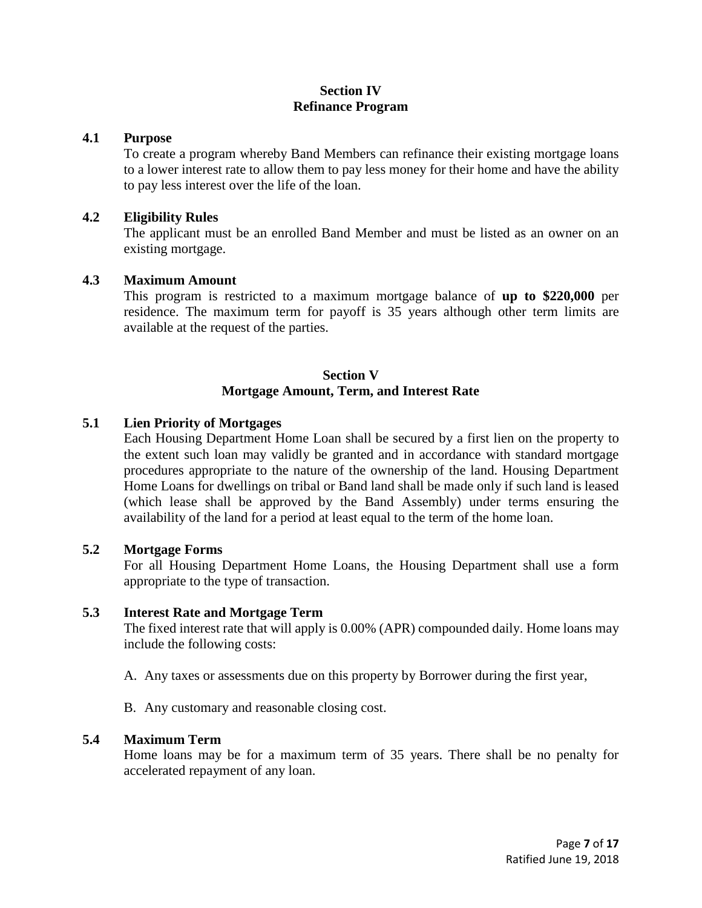## Section IV
## Refinance Program

### 4.1 Purpose

To create a program whereby Band Members can refinance their existing mortgage loans to a lower interest rate to allow them to pay less money for their home and have the ability to pay less interest over the life of the loan.

### 4.2 Eligibility Rules

The applicant must be an enrolled Band Member and must be listed as an owner on an existing mortgage.

### 4.3 Maximum Amount

This program is restricted to a maximum mortgage balance of **up to $220,000** per residence. The maximum term for payoff is 35 years although other term limits are available at the request of the parties.

## Section V
## Mortgage Amount, Term, and Interest Rate

### 5.1 Lien Priority of Mortgages

Each Housing Department Home Loan shall be secured by a first lien on the property to the extent such loan may validly be granted and in accordance with standard mortgage procedures appropriate to the nature of the ownership of the land. Housing Department Home Loans for dwellings on tribal or Band land shall be made only if such land is leased (which lease shall be approved by the Band Assembly) under terms ensuring the availability of the land for a period at least equal to the term of the home loan.

### 5.2 Mortgage Forms

For all Housing Department Home Loans, the Housing Department shall use a form appropriate to the type of transaction.

### 5.3 Interest Rate and Mortgage Term

The fixed interest rate that will apply is 0.00% (APR) compounded daily. Home loans may include the following costs:

A. Any taxes or assessments due on this property by Borrower during the first year,

B. Any customary and reasonable closing cost.

### 5.4 Maximum Term

Home loans may be for a maximum term of 35 years. There shall be no penalty for accelerated repayment of any loan.

Ratified June 19, 2018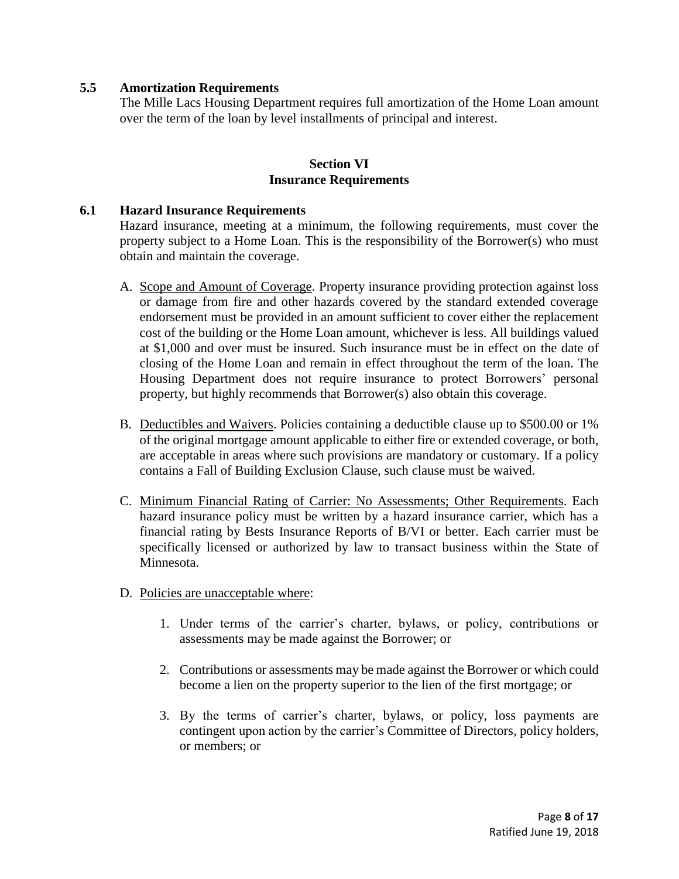### 5.5 Amortization Requirements

The Mille Lacs Housing Department requires full amortization of the Home Loan amount over the term of the loan by level installments of principal and interest.

## Section VI
## Insurance Requirements

### 6.1 Hazard Insurance Requirements

Hazard insurance, meeting at a minimum, the following requirements, must cover the property subject to a Home Loan. This is the responsibility of the Borrower(s) who must obtain and maintain the coverage.

A. Scope and Amount of Coverage. Property insurance providing protection against loss or damage from fire and other hazards covered by the standard extended coverage endorsement must be provided in an amount sufficient to cover either the replacement cost of the building or the Home Loan amount, whichever is less. All buildings valued at $1,000 and over must be insured. Such insurance must be in effect on the date of closing of the Home Loan and remain in effect throughout the term of the loan. The Housing Department does not require insurance to protect Borrowers' personal property, but highly recommends that Borrower(s) also obtain this coverage.

B. Deductibles and Waivers. Policies containing a deductible clause up to $500.00 or 1% of the original mortgage amount applicable to either fire or extended coverage, or both, are acceptable in areas where such provisions are mandatory or customary. If a policy contains a Fall of Building Exclusion Clause, such clause must be waived.

C. Minimum Financial Rating of Carrier: No Assessments; Other Requirements. Each hazard insurance policy must be written by a hazard insurance carrier, which has a financial rating by Bests Insurance Reports of B/VI or better. Each carrier must be specifically licensed or authorized by law to transact business within the State of Minnesota.

D. Policies are unacceptable where:

1. Under terms of the carrier's charter, bylaws, or policy, contributions or assessments may be made against the Borrower; or

2. Contributions or assessments may be made against the Borrower or which could become a lien on the property superior to the lien of the first mortgage; or

3. By the terms of carrier's charter, bylaws, or policy, loss payments are contingent upon action by the carrier's Committee of Directors, policy holders, or members; or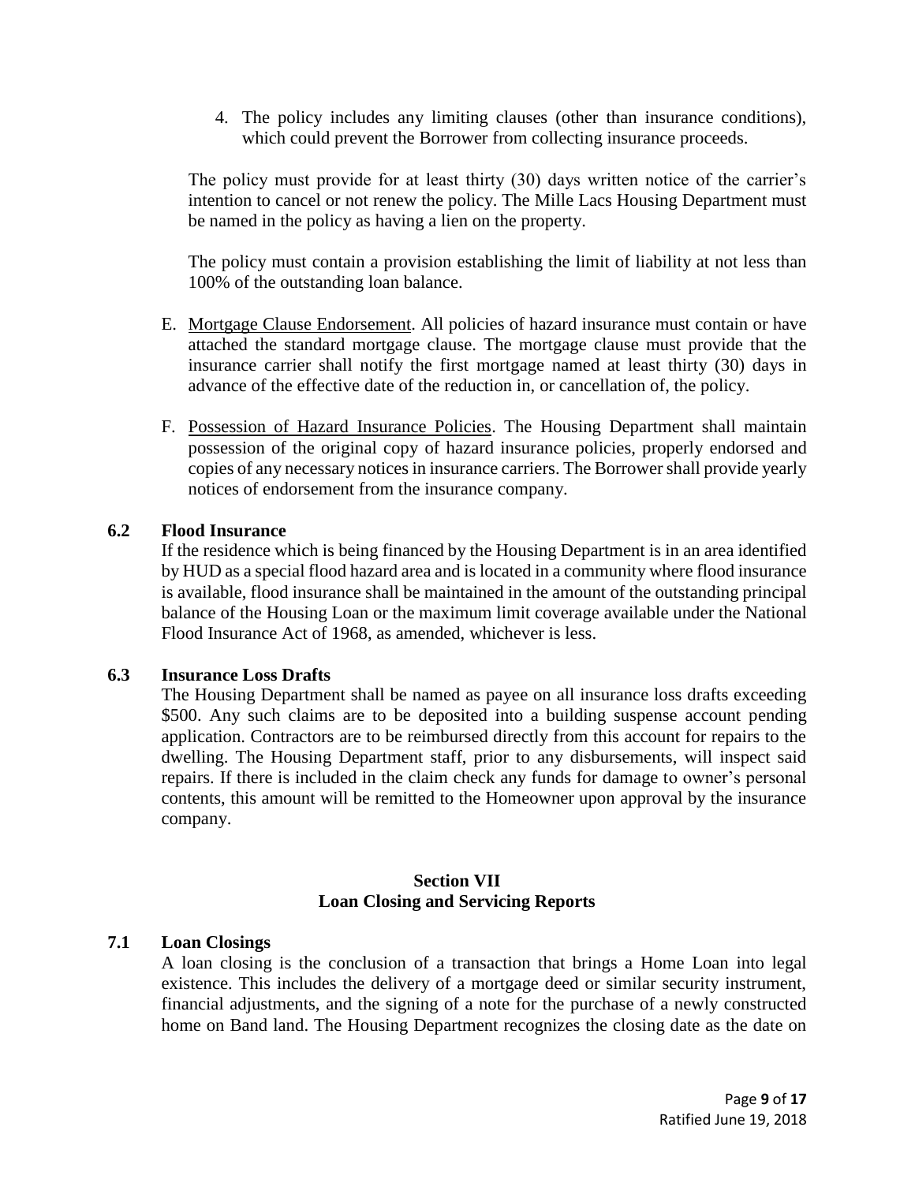4. The policy includes any limiting clauses (other than insurance conditions), which could prevent the Borrower from collecting insurance proceeds.

The policy must provide for at least thirty (30) days written notice of the carrier's intention to cancel or not renew the policy. The Mille Lacs Housing Department must be named in the policy as having a lien on the property.

The policy must contain a provision establishing the limit of liability at not less than 100% of the outstanding loan balance.

E. Mortgage Clause Endorsement. All policies of hazard insurance must contain or have attached the standard mortgage clause. The mortgage clause must provide that the insurance carrier shall notify the first mortgage named at least thirty (30) days in advance of the effective date of the reduction in, or cancellation of, the policy.

F. Possession of Hazard Insurance Policies. The Housing Department shall maintain possession of the original copy of hazard insurance policies, properly endorsed and copies of any necessary notices in insurance carriers. The Borrower shall provide yearly notices of endorsement from the insurance company.

### 6.2 Flood Insurance

If the residence which is being financed by the Housing Department is in an area identified by HUD as a special flood hazard area and is located in a community where flood insurance is available, flood insurance shall be maintained in the amount of the outstanding principal balance of the Housing Loan or the maximum limit coverage available under the National Flood Insurance Act of 1968, as amended, whichever is less.

### 6.3 Insurance Loss Drafts

The Housing Department shall be named as payee on all insurance loss drafts exceeding $500. Any such claims are to be deposited into a building suspense account pending application. Contractors are to be reimbursed directly from this account for repairs to the dwelling. The Housing Department staff, prior to any disbursements, will inspect said repairs. If there is included in the claim check any funds for damage to owner's personal contents, this amount will be remitted to the Homeowner upon approval by the insurance company.

## Section VII
## Loan Closing and Servicing Reports

### 7.1 Loan Closings

A loan closing is the conclusion of a transaction that brings a Home Loan into legal existence. This includes the delivery of a mortgage deed or similar security instrument, financial adjustments, and the signing of a note for the purchase of a newly constructed home on Band land. The Housing Department recognizes the closing date as the date on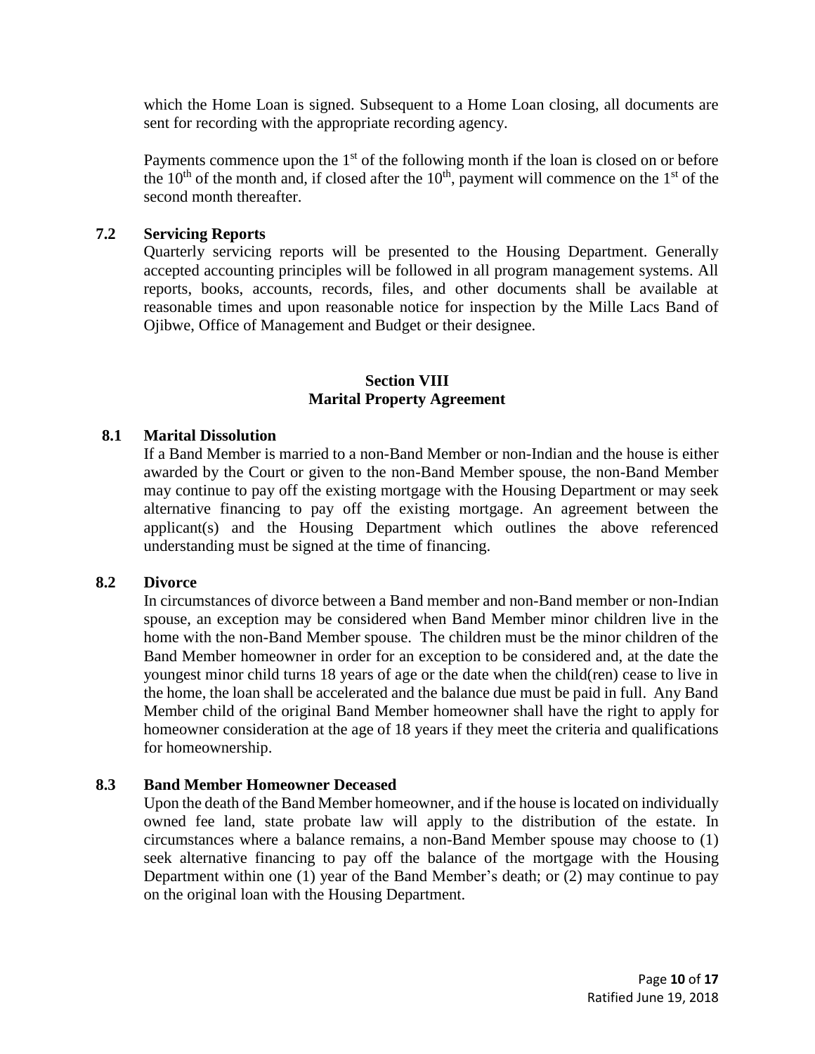which the Home Loan is signed. Subsequent to a Home Loan closing, all documents are sent for recording with the appropriate recording agency.

Payments commence upon the 1st of the following month if the loan is closed on or before the 10th of the month and, if closed after the 10th, payment will commence on the 1st of the second month thereafter.

**7.2 Servicing Reports**

Quarterly servicing reports will be presented to the Housing Department. Generally accepted accounting principles will be followed in all program management systems. All reports, books, accounts, records, files, and other documents shall be available at reasonable times and upon reasonable notice for inspection by the Mille Lacs Band of Ojibwe, Office of Management and Budget or their designee.

## Section VIII
## Marital Property Agreement

**8.1 Marital Dissolution**

If a Band Member is married to a non-Band Member or non-Indian and the house is either awarded by the Court or given to the non-Band Member spouse, the non-Band Member may continue to pay off the existing mortgage with the Housing Department or may seek alternative financing to pay off the existing mortgage. An agreement between the applicant(s) and the Housing Department which outlines the above referenced understanding must be signed at the time of financing.

**8.2 Divorce**

In circumstances of divorce between a Band member and non-Band member or non-Indian spouse, an exception may be considered when Band Member minor children live in the home with the non-Band Member spouse. The children must be the minor children of the Band Member homeowner in order for an exception to be considered and, at the date the youngest minor child turns 18 years of age or the date when the child(ren) cease to live in the home, the loan shall be accelerated and the balance due must be paid in full. Any Band Member child of the original Band Member homeowner shall have the right to apply for homeowner consideration at the age of 18 years if they meet the criteria and qualifications for homeownership.

**8.3 Band Member Homeowner Deceased**

Upon the death of the Band Member homeowner, and if the house is located on individually owned fee land, state probate law will apply to the distribution of the estate. In circumstances where a balance remains, a non-Band Member spouse may choose to (1) seek alternative financing to pay off the balance of the mortgage with the Housing Department within one (1) year of the Band Member's death; or (2) may continue to pay on the original loan with the Housing Department.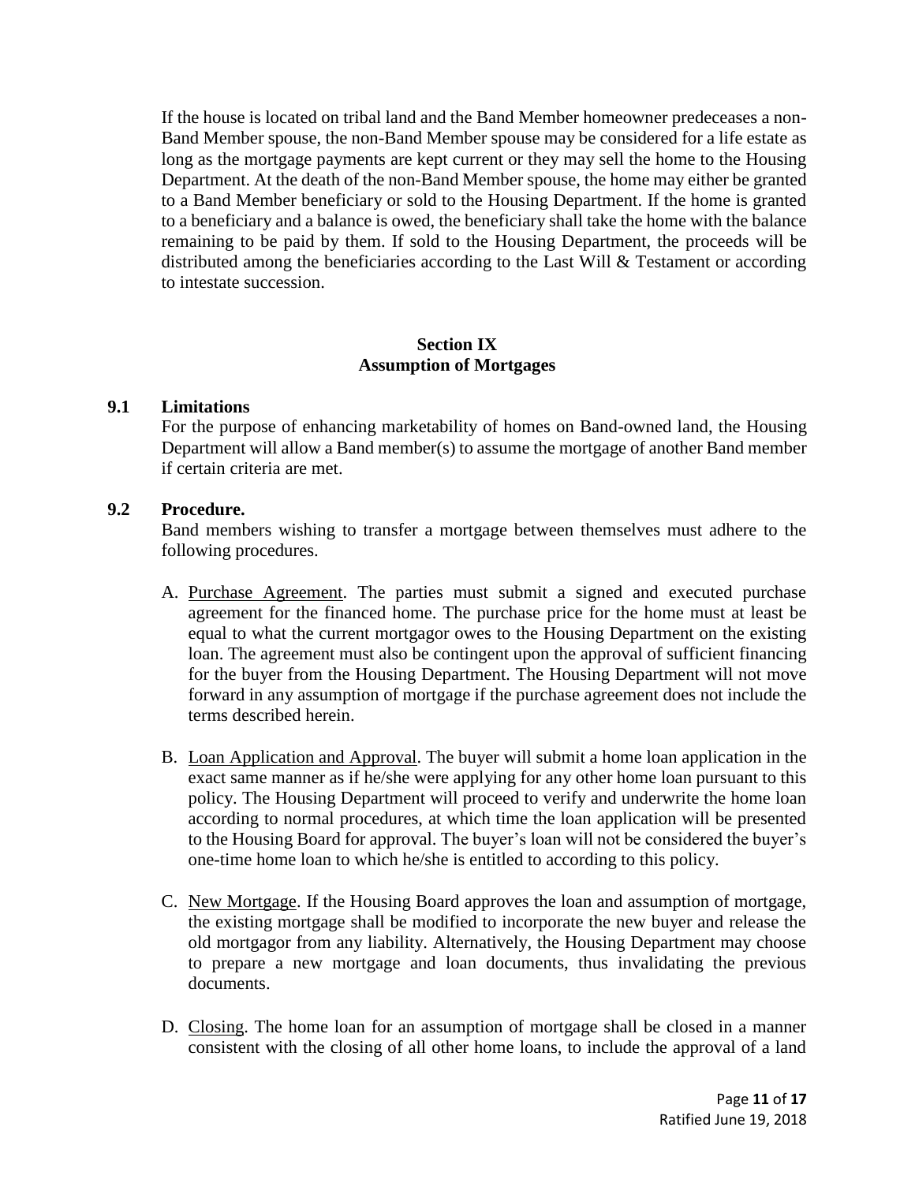If the house is located on tribal land and the Band Member homeowner predeceases a non-Band Member spouse, the non-Band Member spouse may be considered for a life estate as long as the mortgage payments are kept current or they may sell the home to the Housing Department. At the death of the non-Band Member spouse, the home may either be granted to a Band Member beneficiary or sold to the Housing Department. If the home is granted to a beneficiary and a balance is owed, the beneficiary shall take the home with the balance remaining to be paid by them. If sold to the Housing Department, the proceeds will be distributed among the beneficiaries according to the Last Will & Testament or according to intestate succession.

## Section IX
## Assumption of Mortgages

**9.1 Limitations**

For the purpose of enhancing marketability of homes on Band-owned land, the Housing Department will allow a Band member(s) to assume the mortgage of another Band member if certain criteria are met.

**9.2 Procedure.**

Band members wishing to transfer a mortgage between themselves must adhere to the following procedures.

A. <u>Purchase Agreement</u>. The parties must submit a signed and executed purchase agreement for the financed home. The purchase price for the home must at least be equal to what the current mortgagor owes to the Housing Department on the existing loan. The agreement must also be contingent upon the approval of sufficient financing for the buyer from the Housing Department. The Housing Department will not move forward in any assumption of mortgage if the purchase agreement does not include the terms described herein.

B. <u>Loan Application and Approval</u>. The buyer will submit a home loan application in the exact same manner as if he/she were applying for any other home loan pursuant to this policy. The Housing Department will proceed to verify and underwrite the home loan according to normal procedures, at which time the loan application will be presented to the Housing Board for approval. The buyer's loan will not be considered the buyer's one-time home loan to which he/she is entitled to according to this policy.

C. <u>New Mortgage</u>. If the Housing Board approves the loan and assumption of mortgage, the existing mortgage shall be modified to incorporate the new buyer and release the old mortgagor from any liability. Alternatively, the Housing Department may choose to prepare a new mortgage and loan documents, thus invalidating the previous documents.

D. <u>Closing</u>. The home loan for an assumption of mortgage shall be closed in a manner consistent with the closing of all other home loans, to include the approval of a land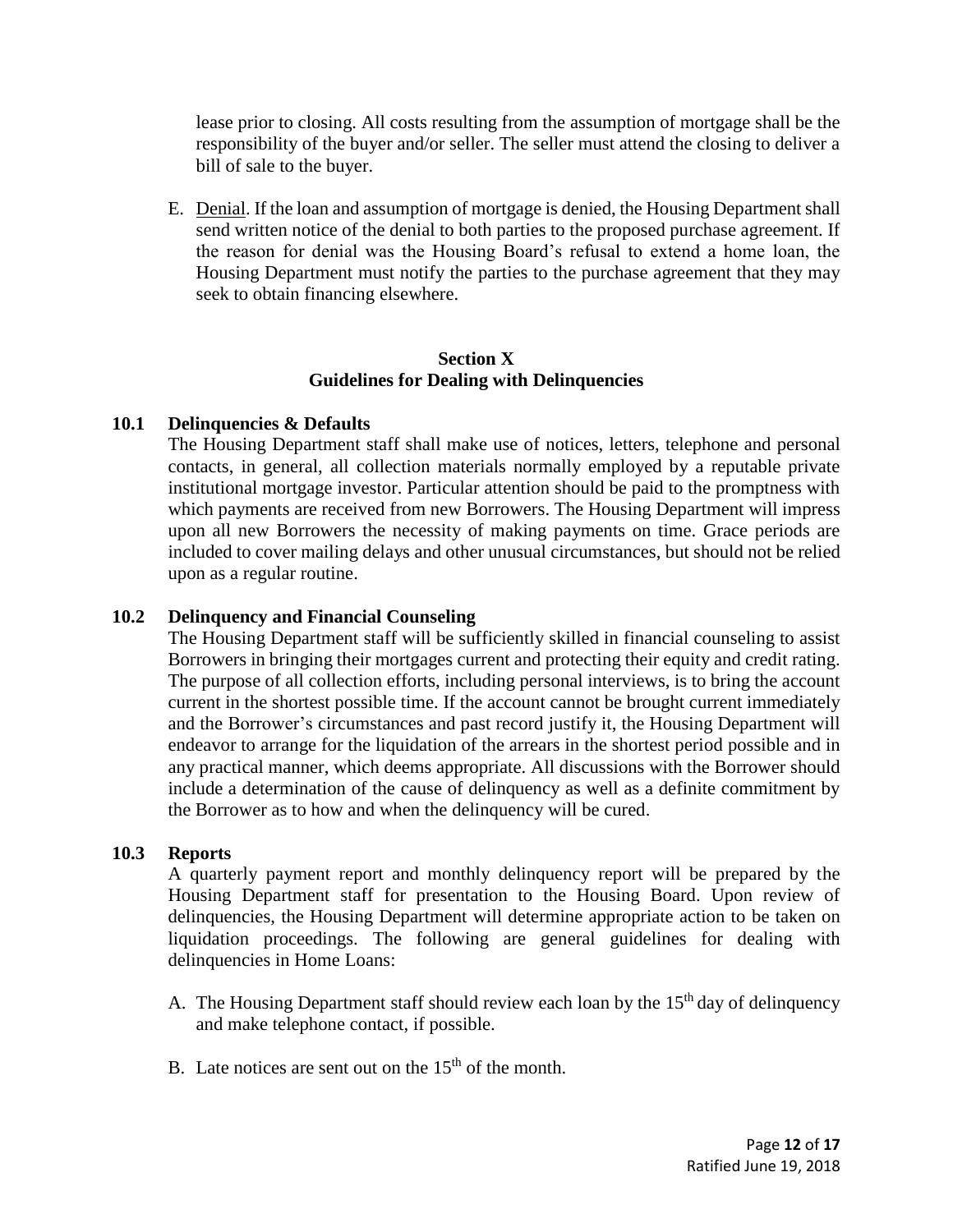lease prior to closing. All costs resulting from the assumption of mortgage shall be the responsibility of the buyer and/or seller. The seller must attend the closing to deliver a bill of sale to the buyer.

E. Denial. If the loan and assumption of mortgage is denied, the Housing Department shall send written notice of the denial to both parties to the proposed purchase agreement. If the reason for denial was the Housing Board's refusal to extend a home loan, the Housing Department must notify the parties to the purchase agreement that they may seek to obtain financing elsewhere.

## Section X
## Guidelines for Dealing with Delinquencies

### 10.1 Delinquencies & Defaults

The Housing Department staff shall make use of notices, letters, telephone and personal contacts, in general, all collection materials normally employed by a reputable private institutional mortgage investor. Particular attention should be paid to the promptness with which payments are received from new Borrowers. The Housing Department will impress upon all new Borrowers the necessity of making payments on time. Grace periods are included to cover mailing delays and other unusual circumstances, but should not be relied upon as a regular routine.

### 10.2 Delinquency and Financial Counseling

The Housing Department staff will be sufficiently skilled in financial counseling to assist Borrowers in bringing their mortgages current and protecting their equity and credit rating. The purpose of all collection efforts, including personal interviews, is to bring the account current in the shortest possible time. If the account cannot be brought current immediately and the Borrower's circumstances and past record justify it, the Housing Department will endeavor to arrange for the liquidation of the arrears in the shortest period possible and in any practical manner, which deems appropriate. All discussions with the Borrower should include a determination of the cause of delinquency as well as a definite commitment by the Borrower as to how and when the delinquency will be cured.

### 10.3 Reports

A quarterly payment report and monthly delinquency report will be prepared by the Housing Department staff for presentation to the Housing Board. Upon review of delinquencies, the Housing Department will determine appropriate action to be taken on liquidation proceedings. The following are general guidelines for dealing with delinquencies in Home Loans:

A. The Housing Department staff should review each loan by the 15th day of delinquency and make telephone contact, if possible.

B. Late notices are sent out on the 15th of the month.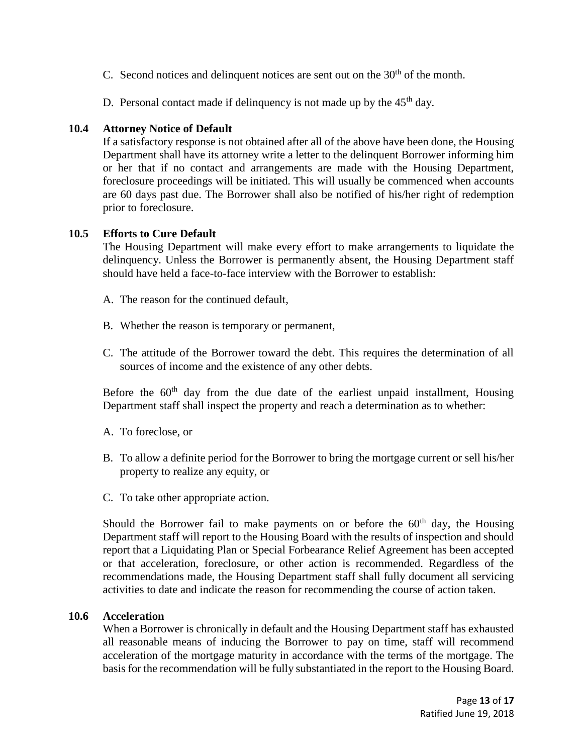C. Second notices and delinquent notices are sent out on the 30th of the month.

D. Personal contact made if delinquency is not made up by the 45th day.

### 10.4 Attorney Notice of Default

If a satisfactory response is not obtained after all of the above have been done, the Housing Department shall have its attorney write a letter to the delinquent Borrower informing him or her that if no contact and arrangements are made with the Housing Department, foreclosure proceedings will be initiated. This will usually be commenced when accounts are 60 days past due. The Borrower shall also be notified of his/her right of redemption prior to foreclosure.

### 10.5 Efforts to Cure Default

The Housing Department will make every effort to make arrangements to liquidate the delinquency. Unless the Borrower is permanently absent, the Housing Department staff should have held a face-to-face interview with the Borrower to establish:

A. The reason for the continued default,

B. Whether the reason is temporary or permanent,

C. The attitude of the Borrower toward the debt. This requires the determination of all sources of income and the existence of any other debts.

Before the 60th day from the due date of the earliest unpaid installment, Housing Department staff shall inspect the property and reach a determination as to whether:

A. To foreclose, or

B. To allow a definite period for the Borrower to bring the mortgage current or sell his/her property to realize any equity, or

C. To take other appropriate action.

Should the Borrower fail to make payments on or before the 60th day, the Housing Department staff will report to the Housing Board with the results of inspection and should report that a Liquidating Plan or Special Forbearance Relief Agreement has been accepted or that acceleration, foreclosure, or other action is recommended. Regardless of the recommendations made, the Housing Department staff shall fully document all servicing activities to date and indicate the reason for recommending the course of action taken.

### 10.6 Acceleration

When a Borrower is chronically in default and the Housing Department staff has exhausted all reasonable means of inducing the Borrower to pay on time, staff will recommend acceleration of the mortgage maturity in accordance with the terms of the mortgage. The basis for the recommendation will be fully substantiated in the report to the Housing Board.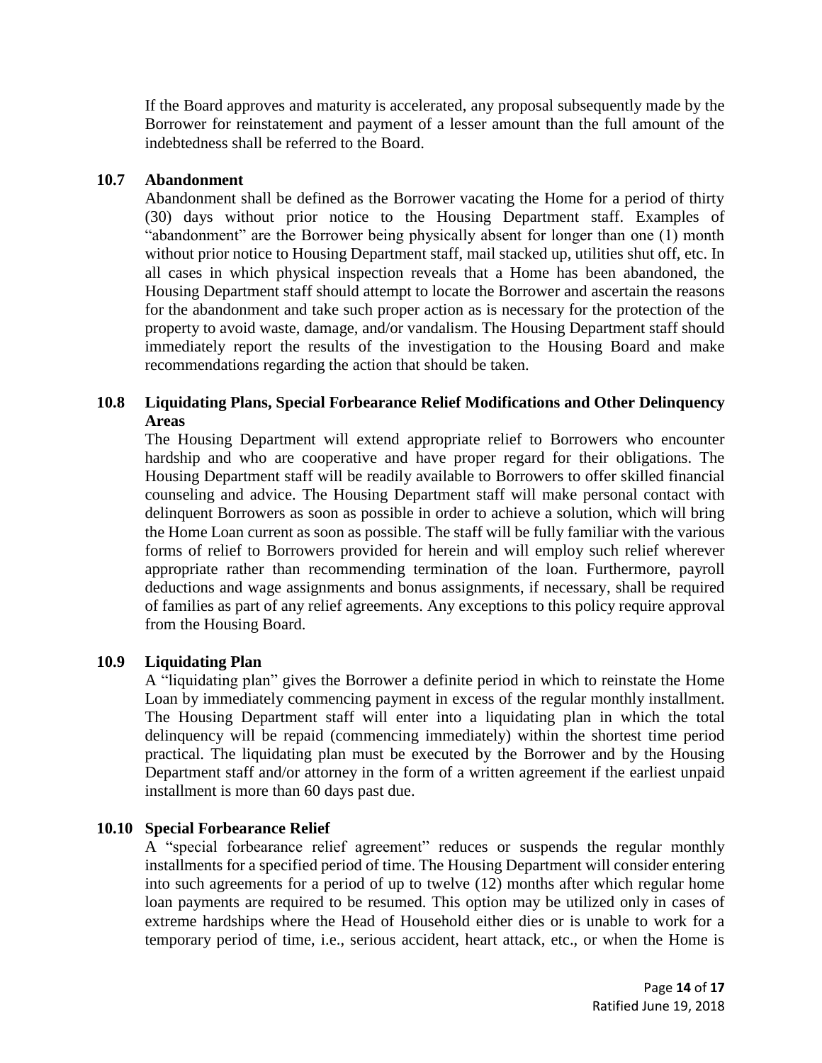If the Board approves and maturity is accelerated, any proposal subsequently made by the Borrower for reinstatement and payment of a lesser amount than the full amount of the indebtedness shall be referred to the Board.

### 10.7 Abandonment

Abandonment shall be defined as the Borrower vacating the Home for a period of thirty (30) days without prior notice to the Housing Department staff. Examples of "abandonment" are the Borrower being physically absent for longer than one (1) month without prior notice to Housing Department staff, mail stacked up, utilities shut off, etc. In all cases in which physical inspection reveals that a Home has been abandoned, the Housing Department staff should attempt to locate the Borrower and ascertain the reasons for the abandonment and take such proper action as is necessary for the protection of the property to avoid waste, damage, and/or vandalism. The Housing Department staff should immediately report the results of the investigation to the Housing Board and make recommendations regarding the action that should be taken.

### 10.8 Liquidating Plans, Special Forbearance Relief Modifications and Other Delinquency Areas

The Housing Department will extend appropriate relief to Borrowers who encounter hardship and who are cooperative and have proper regard for their obligations. The Housing Department staff will be readily available to Borrowers to offer skilled financial counseling and advice. The Housing Department staff will make personal contact with delinquent Borrowers as soon as possible in order to achieve a solution, which will bring the Home Loan current as soon as possible. The staff will be fully familiar with the various forms of relief to Borrowers provided for herein and will employ such relief wherever appropriate rather than recommending termination of the loan. Furthermore, payroll deductions and wage assignments and bonus assignments, if necessary, shall be required of families as part of any relief agreements. Any exceptions to this policy require approval from the Housing Board.

### 10.9 Liquidating Plan

A "liquidating plan" gives the Borrower a definite period in which to reinstate the Home Loan by immediately commencing payment in excess of the regular monthly installment. The Housing Department staff will enter into a liquidating plan in which the total delinquency will be repaid (commencing immediately) within the shortest time period practical. The liquidating plan must be executed by the Borrower and by the Housing Department staff and/or attorney in the form of a written agreement if the earliest unpaid installment is more than 60 days past due.

### 10.10 Special Forbearance Relief

A "special forbearance relief agreement" reduces or suspends the regular monthly installments for a specified period of time. The Housing Department will consider entering into such agreements for a period of up to twelve (12) months after which regular home loan payments are required to be resumed. This option may be utilized only in cases of extreme hardships where the Head of Household either dies or is unable to work for a temporary period of time, i.e., serious accident, heart attack, etc., or when the Home is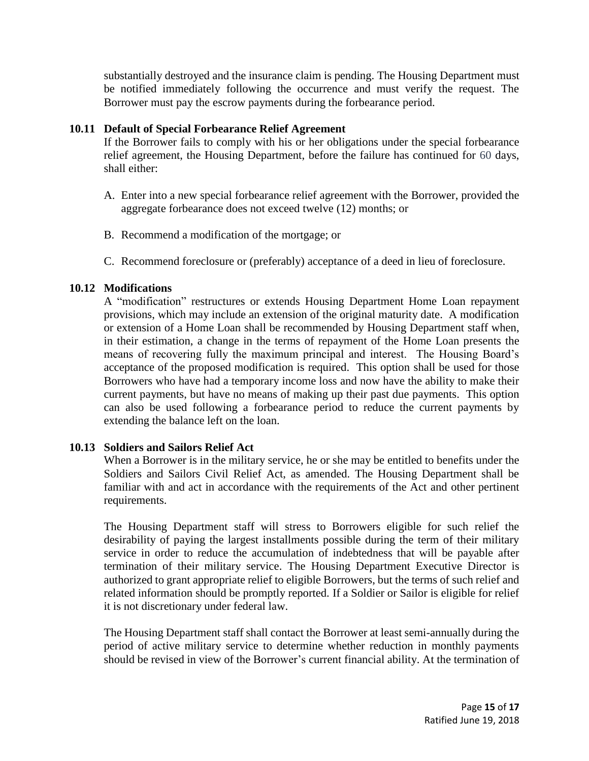substantially destroyed and the insurance claim is pending. The Housing Department must be notified immediately following the occurrence and must verify the request. The Borrower must pay the escrow payments during the forbearance period.

### 10.11 Default of Special Forbearance Relief Agreement

If the Borrower fails to comply with his or her obligations under the special forbearance relief agreement, the Housing Department, before the failure has continued for 60 days, shall either:

A. Enter into a new special forbearance relief agreement with the Borrower, provided the aggregate forbearance does not exceed twelve (12) months; or

B. Recommend a modification of the mortgage; or

C. Recommend foreclosure or (preferably) acceptance of a deed in lieu of foreclosure.

### 10.12 Modifications

A "modification" restructures or extends Housing Department Home Loan repayment provisions, which may include an extension of the original maturity date. A modification or extension of a Home Loan shall be recommended by Housing Department staff when, in their estimation, a change in the terms of repayment of the Home Loan presents the means of recovering fully the maximum principal and interest. The Housing Board's acceptance of the proposed modification is required. This option shall be used for those Borrowers who have had a temporary income loss and now have the ability to make their current payments, but have no means of making up their past due payments. This option can also be used following a forbearance period to reduce the current payments by extending the balance left on the loan.

### 10.13 Soldiers and Sailors Relief Act

When a Borrower is in the military service, he or she may be entitled to benefits under the Soldiers and Sailors Civil Relief Act, as amended. The Housing Department shall be familiar with and act in accordance with the requirements of the Act and other pertinent requirements.

The Housing Department staff will stress to Borrowers eligible for such relief the desirability of paying the largest installments possible during the term of their military service in order to reduce the accumulation of indebtedness that will be payable after termination of their military service. The Housing Department Executive Director is authorized to grant appropriate relief to eligible Borrowers, but the terms of such relief and related information should be promptly reported. If a Soldier or Sailor is eligible for relief it is not discretionary under federal law.

The Housing Department staff shall contact the Borrower at least semi-annually during the period of active military service to determine whether reduction in monthly payments should be revised in view of the Borrower's current financial ability. At the termination of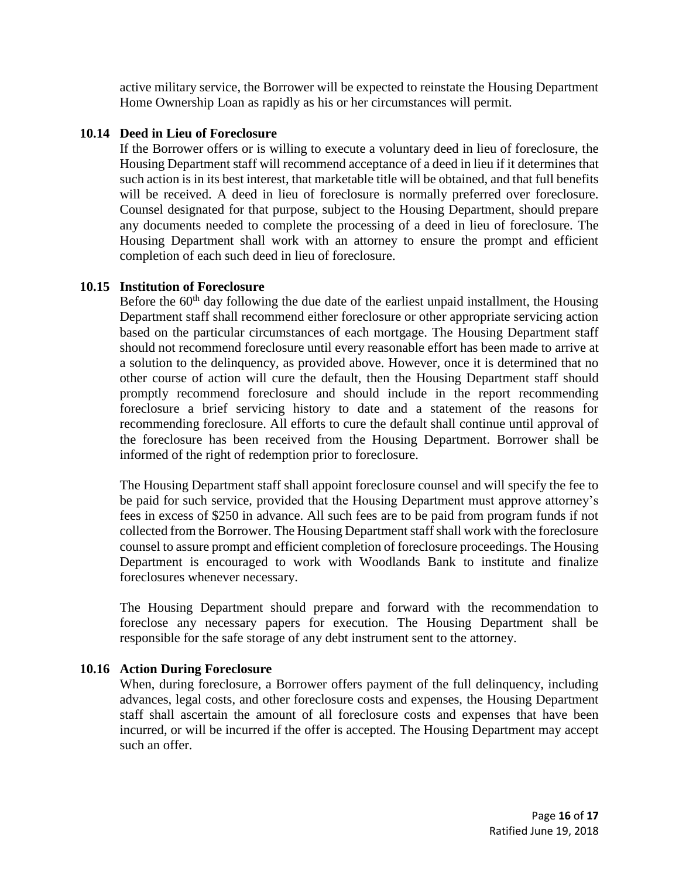active military service, the Borrower will be expected to reinstate the Housing Department Home Ownership Loan as rapidly as his or her circumstances will permit.

### 10.14 Deed in Lieu of Foreclosure

If the Borrower offers or is willing to execute a voluntary deed in lieu of foreclosure, the Housing Department staff will recommend acceptance of a deed in lieu if it determines that such action is in its best interest, that marketable title will be obtained, and that full benefits will be received. A deed in lieu of foreclosure is normally preferred over foreclosure. Counsel designated for that purpose, subject to the Housing Department, should prepare any documents needed to complete the processing of a deed in lieu of foreclosure. The Housing Department shall work with an attorney to ensure the prompt and efficient completion of each such deed in lieu of foreclosure.

### 10.15 Institution of Foreclosure

Before the 60th day following the due date of the earliest unpaid installment, the Housing Department staff shall recommend either foreclosure or other appropriate servicing action based on the particular circumstances of each mortgage. The Housing Department staff should not recommend foreclosure until every reasonable effort has been made to arrive at a solution to the delinquency, as provided above. However, once it is determined that no other course of action will cure the default, then the Housing Department staff should promptly recommend foreclosure and should include in the report recommending foreclosure a brief servicing history to date and a statement of the reasons for recommending foreclosure. All efforts to cure the default shall continue until approval of the foreclosure has been received from the Housing Department. Borrower shall be informed of the right of redemption prior to foreclosure.

The Housing Department staff shall appoint foreclosure counsel and will specify the fee to be paid for such service, provided that the Housing Department must approve attorney's fees in excess of $250 in advance. All such fees are to be paid from program funds if not collected from the Borrower. The Housing Department staff shall work with the foreclosure counsel to assure prompt and efficient completion of foreclosure proceedings. The Housing Department is encouraged to work with Woodlands Bank to institute and finalize foreclosures whenever necessary.

The Housing Department should prepare and forward with the recommendation to foreclose any necessary papers for execution. The Housing Department shall be responsible for the safe storage of any debt instrument sent to the attorney.

### 10.16 Action During Foreclosure

When, during foreclosure, a Borrower offers payment of the full delinquency, including advances, legal costs, and other foreclosure costs and expenses, the Housing Department staff shall ascertain the amount of all foreclosure costs and expenses that have been incurred, or will be incurred if the offer is accepted. The Housing Department may accept such an offer.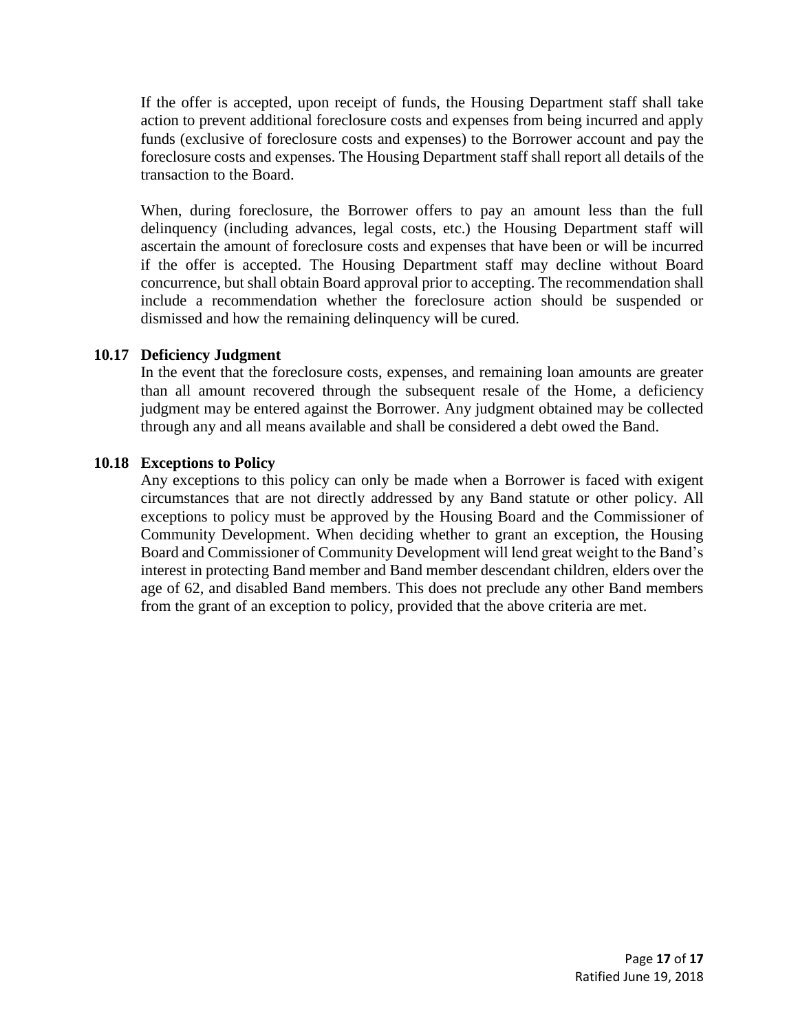If the offer is accepted, upon receipt of funds, the Housing Department staff shall take action to prevent additional foreclosure costs and expenses from being incurred and apply funds (exclusive of foreclosure costs and expenses) to the Borrower account and pay the foreclosure costs and expenses. The Housing Department staff shall report all details of the transaction to the Board.

When, during foreclosure, the Borrower offers to pay an amount less than the full delinquency (including advances, legal costs, etc.) the Housing Department staff will ascertain the amount of foreclosure costs and expenses that have been or will be incurred if the offer is accepted. The Housing Department staff may decline without Board concurrence, but shall obtain Board approval prior to accepting. The recommendation shall include a recommendation whether the foreclosure action should be suspended or dismissed and how the remaining delinquency will be cured.

### 10.17 Deficiency Judgment

In the event that the foreclosure costs, expenses, and remaining loan amounts are greater than all amount recovered through the subsequent resale of the Home, a deficiency judgment may be entered against the Borrower. Any judgment obtained may be collected through any and all means available and shall be considered a debt owed the Band.

### 10.18 Exceptions to Policy

Any exceptions to this policy can only be made when a Borrower is faced with exigent circumstances that are not directly addressed by any Band statute or other policy. All exceptions to policy must be approved by the Housing Board and the Commissioner of Community Development. When deciding whether to grant an exception, the Housing Board and Commissioner of Community Development will lend great weight to the Band's interest in protecting Band member and Band member descendant children, elders over the age of 62, and disabled Band members. This does not preclude any other Band members from the grant of an exception to policy, provided that the above criteria are met.

Ratified June 19, 2018